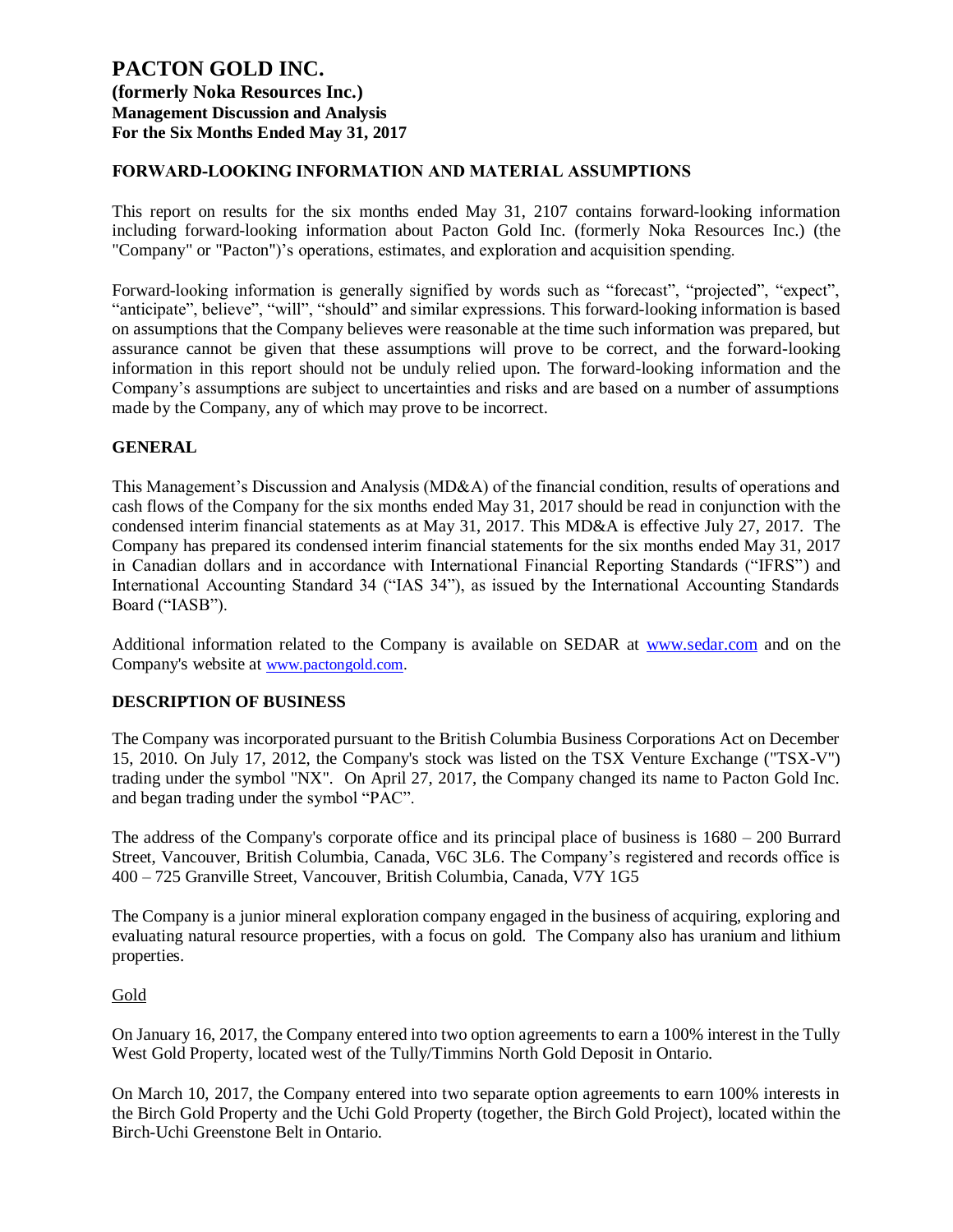# PACTON GOLD INC.
**(formerly Noka Resources Inc.)**
**Management Discussion and Analysis**
**For the Six Months Ended May 31, 2017**

## FORWARD-LOOKING INFORMATION AND MATERIAL ASSUMPTIONS

This report on results for the six months ended May 31, 2107 contains forward-looking information including forward-looking information about Pacton Gold Inc. (formerly Noka Resources Inc.) (the "Company" or "Pacton")'s operations, estimates, and exploration and acquisition spending.

Forward-looking information is generally signified by words such as "forecast", "projected", "expect", "anticipate", believe", "will", "should" and similar expressions. This forward-looking information is based on assumptions that the Company believes were reasonable at the time such information was prepared, but assurance cannot be given that these assumptions will prove to be correct, and the forward-looking information in this report should not be unduly relied upon. The forward-looking information and the Company's assumptions are subject to uncertainties and risks and are based on a number of assumptions made by the Company, any of which may prove to be incorrect.

## GENERAL

This Management's Discussion and Analysis (MD&A) of the financial condition, results of operations and cash flows of the Company for the six months ended May 31, 2017 should be read in conjunction with the condensed interim financial statements as at May 31, 2017. This MD&A is effective July 27, 2017. The Company has prepared its condensed interim financial statements for the six months ended May 31, 2017 in Canadian dollars and in accordance with International Financial Reporting Standards ("IFRS") and International Accounting Standard 34 ("IAS 34"), as issued by the International Accounting Standards Board ("IASB").

Additional information related to the Company is available on SEDAR at www.sedar.com and on the Company's website at www.pactongold.com.

## DESCRIPTION OF BUSINESS

The Company was incorporated pursuant to the British Columbia Business Corporations Act on December 15, 2010. On July 17, 2012, the Company's stock was listed on the TSX Venture Exchange ("TSX-V") trading under the symbol "NX". On April 27, 2017, the Company changed its name to Pacton Gold Inc. and began trading under the symbol "PAC".

The address of the Company's corporate office and its principal place of business is 1680 – 200 Burrard Street, Vancouver, British Columbia, Canada, V6C 3L6. The Company's registered and records office is 400 – 725 Granville Street, Vancouver, British Columbia, Canada, V7Y 1G5

The Company is a junior mineral exploration company engaged in the business of acquiring, exploring and evaluating natural resource properties, with a focus on gold. The Company also has uranium and lithium properties.

Gold

On January 16, 2017, the Company entered into two option agreements to earn a 100% interest in the Tully West Gold Property, located west of the Tully/Timmins North Gold Deposit in Ontario.

On March 10, 2017, the Company entered into two separate option agreements to earn 100% interests in the Birch Gold Property and the Uchi Gold Property (together, the Birch Gold Project), located within the Birch-Uchi Greenstone Belt in Ontario.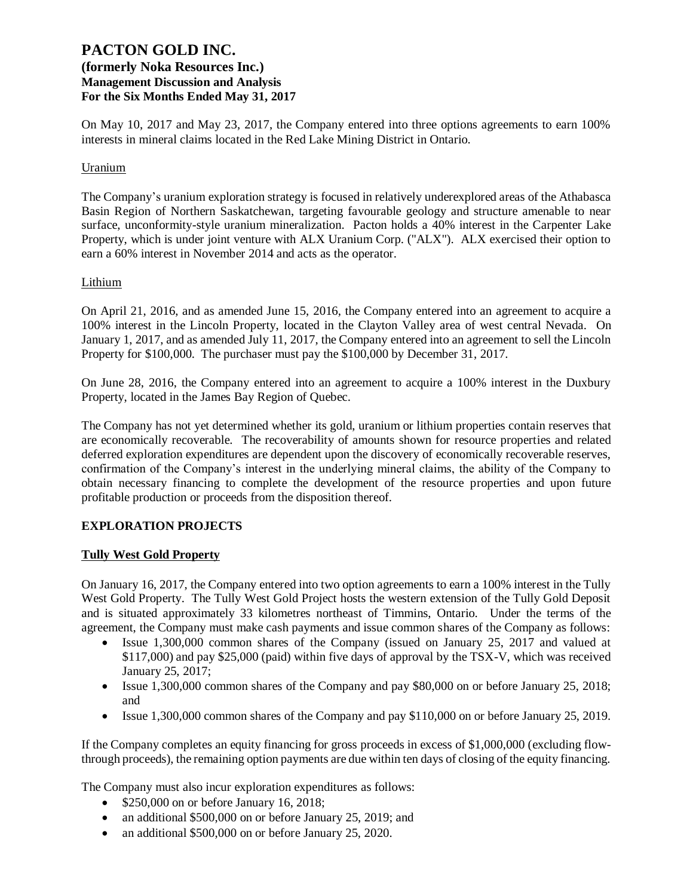On May 10, 2017 and May 23, 2017, the Company entered into three options agreements to earn 100% interests in mineral claims located in the Red Lake Mining District in Ontario.

Uranium

The Company's uranium exploration strategy is focused in relatively underexplored areas of the Athabasca Basin Region of Northern Saskatchewan, targeting favourable geology and structure amenable to near surface, unconformity-style uranium mineralization. Pacton holds a 40% interest in the Carpenter Lake Property, which is under joint venture with ALX Uranium Corp. ("ALX"). ALX exercised their option to earn a 60% interest in November 2014 and acts as the operator.

Lithium

On April 21, 2016, and as amended June 15, 2016, the Company entered into an agreement to acquire a 100% interest in the Lincoln Property, located in the Clayton Valley area of west central Nevada. On January 1, 2017, and as amended July 11, 2017, the Company entered into an agreement to sell the Lincoln Property for $100,000. The purchaser must pay the $100,000 by December 31, 2017.

On June 28, 2016, the Company entered into an agreement to acquire a 100% interest in the Duxbury Property, located in the James Bay Region of Quebec.

The Company has not yet determined whether its gold, uranium or lithium properties contain reserves that are economically recoverable. The recoverability of amounts shown for resource properties and related deferred exploration expenditures are dependent upon the discovery of economically recoverable reserves, confirmation of the Company's interest in the underlying mineral claims, the ability of the Company to obtain necessary financing to complete the development of the resource properties and upon future profitable production or proceeds from the disposition thereof.

## EXPLORATION PROJECTS

### Tully West Gold Property

On January 16, 2017, the Company entered into two option agreements to earn a 100% interest in the Tully West Gold Property. The Tully West Gold Project hosts the western extension of the Tully Gold Deposit and is situated approximately 33 kilometres northeast of Timmins, Ontario. Under the terms of the agreement, the Company must make cash payments and issue common shares of the Company as follows:

- Issue 1,300,000 common shares of the Company (issued on January 25, 2017 and valued at $117,000) and pay $25,000 (paid) within five days of approval by the TSX-V, which was received January 25, 2017;
- Issue 1,300,000 common shares of the Company and pay $80,000 on or before January 25, 2018; and
- Issue 1,300,000 common shares of the Company and pay $110,000 on or before January 25, 2019.

If the Company completes an equity financing for gross proceeds in excess of $1,000,000 (excluding flow-through proceeds), the remaining option payments are due within ten days of closing of the equity financing.

The Company must also incur exploration expenditures as follows:

- $250,000 on or before January 16, 2018;
- an additional $500,000 on or before January 25, 2019; and
- an additional $500,000 on or before January 25, 2020.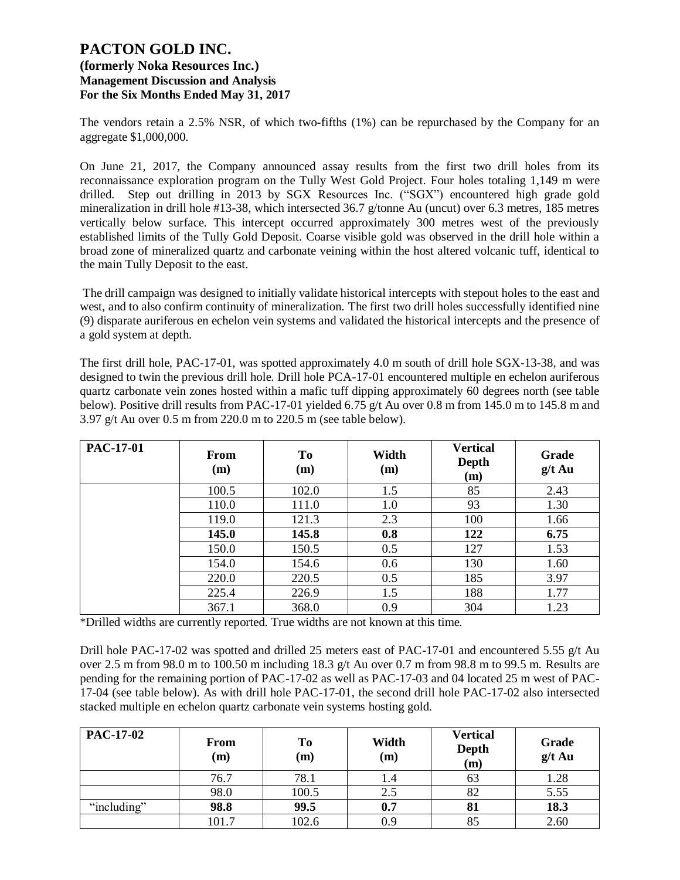The vendors retain a 2.5% NSR, of which two-fifths (1%) can be repurchased by the Company for an aggregate $1,000,000.

On June 21, 2017, the Company announced assay results from the first two drill holes from its reconnaissance exploration program on the Tully West Gold Project. Four holes totaling 1,149 m were drilled. Step out drilling in 2013 by SGX Resources Inc. ("SGX") encountered high grade gold mineralization in drill hole #13-38, which intersected 36.7 g/tonne Au (uncut) over 6.3 metres, 185 metres vertically below surface. This intercept occurred approximately 300 metres west of the previously established limits of the Tully Gold Deposit. Coarse visible gold was observed in the drill hole within a broad zone of mineralized quartz and carbonate veining within the host altered volcanic tuff, identical to the main Tully Deposit to the east.

The drill campaign was designed to initially validate historical intercepts with stepout holes to the east and west, and to also confirm continuity of mineralization. The first two drill holes successfully identified nine (9) disparate auriferous en echelon vein systems and validated the historical intercepts and the presence of a gold system at depth.

The first drill hole, PAC-17-01, was spotted approximately 4.0 m south of drill hole SGX-13-38, and was designed to twin the previous drill hole. Drill hole PCA-17-01 encountered multiple en echelon auriferous quartz carbonate vein zones hosted within a mafic tuff dipping approximately 60 degrees north (see table below). Positive drill results from PAC-17-01 yielded 6.75 g/t Au over 0.8 m from 145.0 m to 145.8 m and 3.97 g/t Au over 0.5 m from 220.0 m to 220.5 m (see table below).

| PAC-17-01 | From (m) | To (m) | Width (m) | Vertical Depth (m) | Grade g/t Au |
|---|---|---|---|---|---|
| | 100.5 | 102.0 | 1.5 | 85 | 2.43 |
| | 110.0 | 111.0 | 1.0 | 93 | 1.30 |
| | 119.0 | 121.3 | 2.3 | 100 | 1.66 |
| | **145.0** | **145.8** | **0.8** | **122** | **6.75** |
| | 150.0 | 150.5 | 0.5 | 127 | 1.53 |
| | 154.0 | 154.6 | 0.6 | 130 | 1.60 |
| | 220.0 | 220.5 | 0.5 | 185 | 3.97 |
| | 225.4 | 226.9 | 1.5 | 188 | 1.77 |
| | 367.1 | 368.0 | 0.9 | 304 | 1.23 |

*Drilled widths are currently reported. True widths are not known at this time.

Drill hole PAC-17-02 was spotted and drilled 25 meters east of PAC-17-01 and encountered 5.55 g/t Au over 2.5 m from 98.0 m to 100.50 m including 18.3 g/t Au over 0.7 m from 98.8 m to 99.5 m. Results are pending for the remaining portion of PAC-17-02 as well as PAC-17-03 and 04 located 25 m west of PAC-17-04 (see table below). As with drill hole PAC-17-01, the second drill hole PAC-17-02 also intersected stacked multiple en echelon quartz carbonate vein systems hosting gold.

| PAC-17-02 | From (m) | To (m) | Width (m) | Vertical Depth (m) | Grade g/t Au |
|---|---|---|---|---|---|
| | 76.7 | 78.1 | 1.4 | 63 | 1.28 |
| | 98.0 | 100.5 | 2.5 | 82 | 5.55 |
| "including" | **98.8** | **99.5** | **0.7** | **81** | **18.3** |
| | 101.7 | 102.6 | 0.9 | 85 | 2.60 |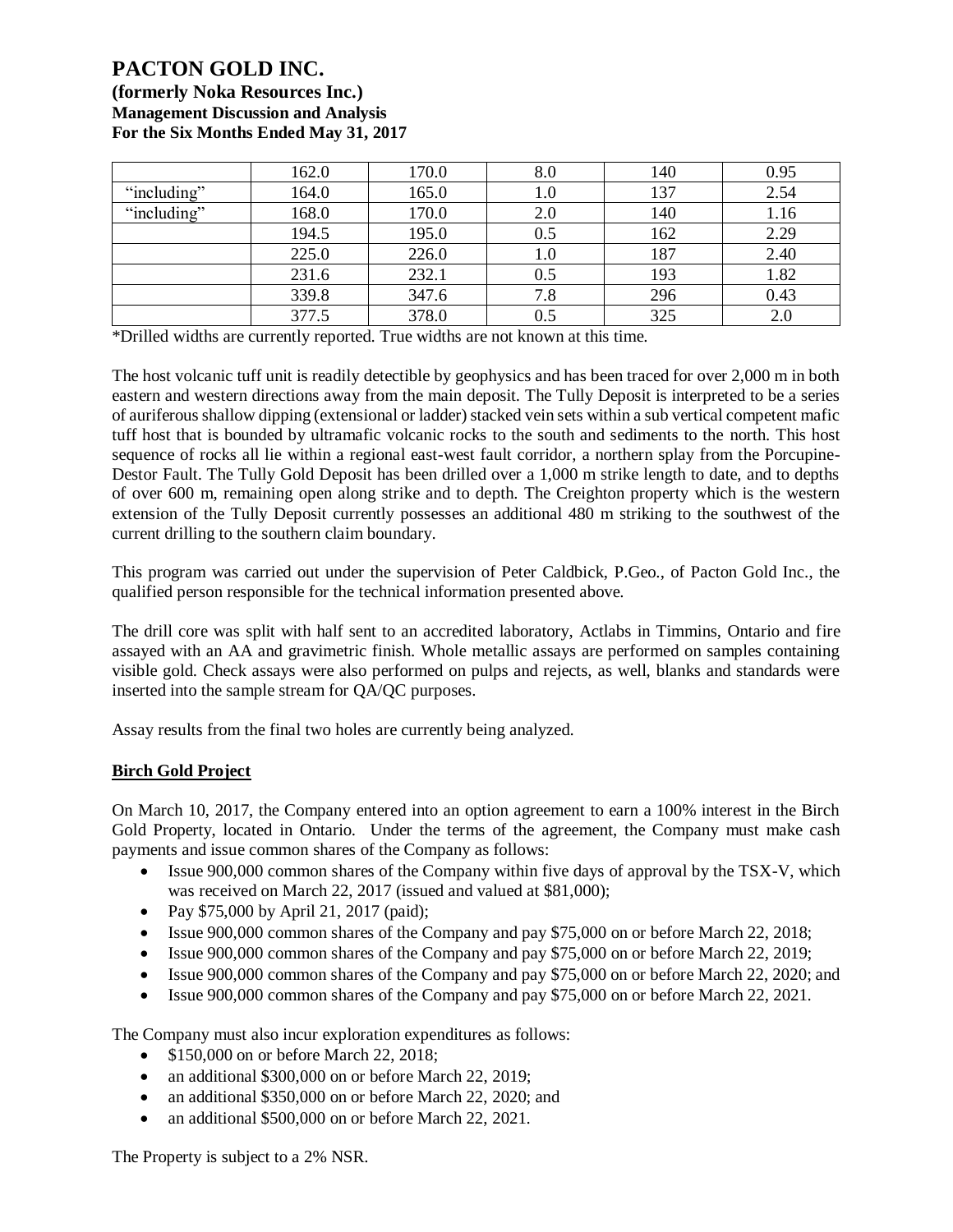|  | 162.0 | 170.0 | 8.0 | 140 | 0.95 |
|---|---|---|---|---|---|
| “including” | 164.0 | 165.0 | 1.0 | 137 | 2.54 |
| “including” | 168.0 | 170.0 | 2.0 | 140 | 1.16 |
|  | 194.5 | 195.0 | 0.5 | 162 | 2.29 |
|  | 225.0 | 226.0 | 1.0 | 187 | 2.40 |
|  | 231.6 | 232.1 | 0.5 | 193 | 1.82 |
|  | 339.8 | 347.6 | 7.8 | 296 | 0.43 |
|  | 377.5 | 378.0 | 0.5 | 325 | 2.0 |

*Drilled widths are currently reported. True widths are not known at this time.

The host volcanic tuff unit is readily detectible by geophysics and has been traced for over 2,000 m in both eastern and western directions away from the main deposit. The Tully Deposit is interpreted to be a series of auriferous shallow dipping (extensional or ladder) stacked vein sets within a sub vertical competent mafic tuff host that is bounded by ultramafic volcanic rocks to the south and sediments to the north. This host sequence of rocks all lie within a regional east-west fault corridor, a northern splay from the Porcupine-Destor Fault. The Tully Gold Deposit has been drilled over a 1,000 m strike length to date, and to depths of over 600 m, remaining open along strike and to depth. The Creighton property which is the western extension of the Tully Deposit currently possesses an additional 480 m striking to the southwest of the current drilling to the southern claim boundary.

This program was carried out under the supervision of Peter Caldbick, P.Geo., of Pacton Gold Inc., the qualified person responsible for the technical information presented above.

The drill core was split with half sent to an accredited laboratory, Actlabs in Timmins, Ontario and fire assayed with an AA and gravimetric finish. Whole metallic assays are performed on samples containing visible gold. Check assays were also performed on pulps and rejects, as well, blanks and standards were inserted into the sample stream for QA/QC purposes.

Assay results from the final two holes are currently being analyzed.

## Birch Gold Project

On March 10, 2017, the Company entered into an option agreement to earn a 100% interest in the Birch Gold Property, located in Ontario. Under the terms of the agreement, the Company must make cash payments and issue common shares of the Company as follows:

- Issue 900,000 common shares of the Company within five days of approval by the TSX-V, which was received on March 22, 2017 (issued and valued at $81,000);
- Pay $75,000 by April 21, 2017 (paid);
- Issue 900,000 common shares of the Company and pay $75,000 on or before March 22, 2018;
- Issue 900,000 common shares of the Company and pay $75,000 on or before March 22, 2019;
- Issue 900,000 common shares of the Company and pay $75,000 on or before March 22, 2020; and
- Issue 900,000 common shares of the Company and pay $75,000 on or before March 22, 2021.

The Company must also incur exploration expenditures as follows:

- $150,000 on or before March 22, 2018;
- an additional $300,000 on or before March 22, 2019;
- an additional $350,000 on or before March 22, 2020; and
- an additional $500,000 on or before March 22, 2021.

The Property is subject to a 2% NSR.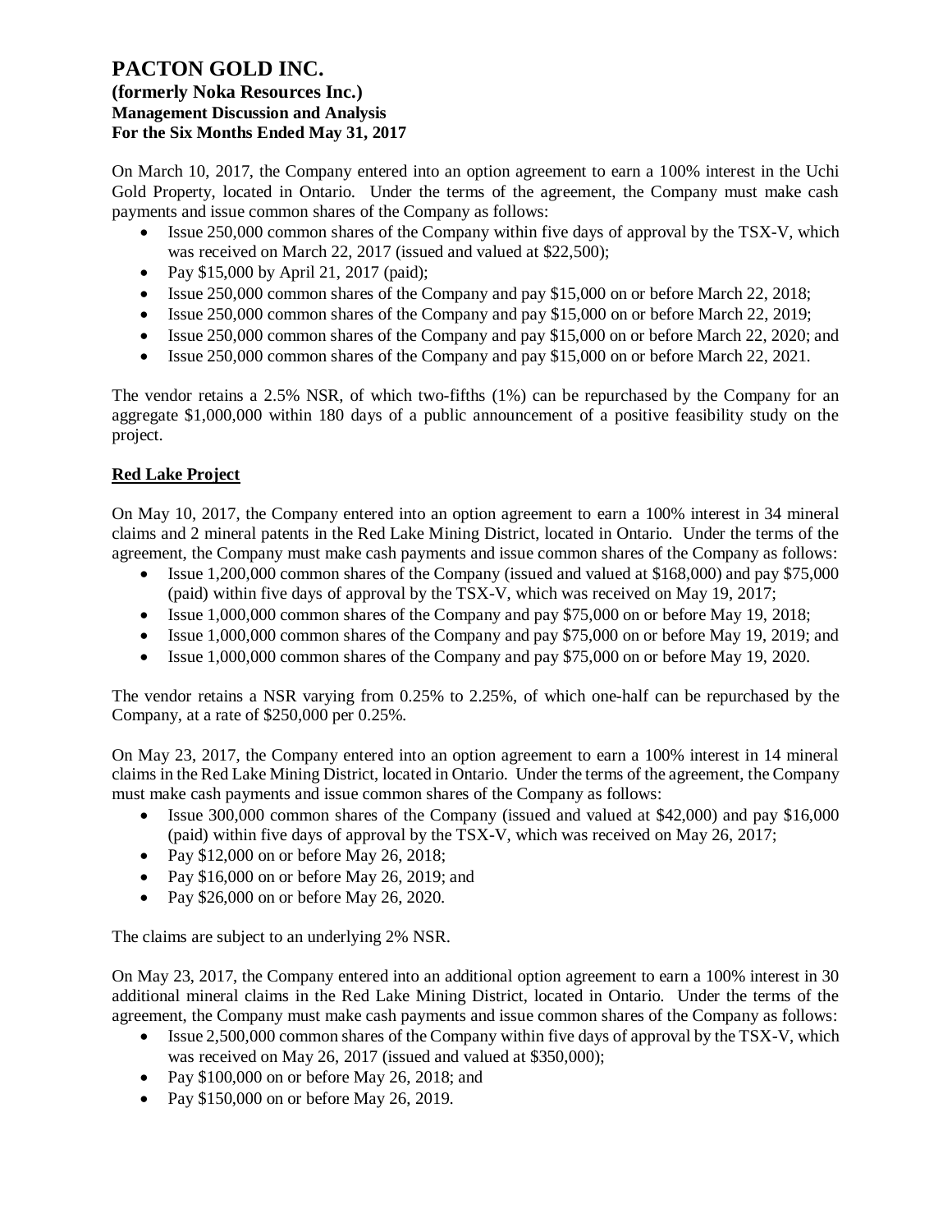On March 10, 2017, the Company entered into an option agreement to earn a 100% interest in the Uchi Gold Property, located in Ontario. Under the terms of the agreement, the Company must make cash payments and issue common shares of the Company as follows:

- Issue 250,000 common shares of the Company within five days of approval by the TSX-V, which was received on March 22, 2017 (issued and valued at $22,500);
- Pay $15,000 by April 21, 2017 (paid);
- Issue 250,000 common shares of the Company and pay $15,000 on or before March 22, 2018;
- Issue 250,000 common shares of the Company and pay $15,000 on or before March 22, 2019;
- Issue 250,000 common shares of the Company and pay $15,000 on or before March 22, 2020; and
- Issue 250,000 common shares of the Company and pay $15,000 on or before March 22, 2021.

The vendor retains a 2.5% NSR, of which two-fifths (1%) can be repurchased by the Company for an aggregate $1,000,000 within 180 days of a public announcement of a positive feasibility study on the project.

## Red Lake Project

On May 10, 2017, the Company entered into an option agreement to earn a 100% interest in 34 mineral claims and 2 mineral patents in the Red Lake Mining District, located in Ontario. Under the terms of the agreement, the Company must make cash payments and issue common shares of the Company as follows:

- Issue 1,200,000 common shares of the Company (issued and valued at $168,000) and pay $75,000 (paid) within five days of approval by the TSX-V, which was received on May 19, 2017;
- Issue 1,000,000 common shares of the Company and pay $75,000 on or before May 19, 2018;
- Issue 1,000,000 common shares of the Company and pay $75,000 on or before May 19, 2019; and
- Issue 1,000,000 common shares of the Company and pay $75,000 on or before May 19, 2020.

The vendor retains a NSR varying from 0.25% to 2.25%, of which one-half can be repurchased by the Company, at a rate of $250,000 per 0.25%.

On May 23, 2017, the Company entered into an option agreement to earn a 100% interest in 14 mineral claims in the Red Lake Mining District, located in Ontario. Under the terms of the agreement, the Company must make cash payments and issue common shares of the Company as follows:

- Issue 300,000 common shares of the Company (issued and valued at $42,000) and pay $16,000 (paid) within five days of approval by the TSX-V, which was received on May 26, 2017;
- Pay $12,000 on or before May 26, 2018;
- Pay $16,000 on or before May 26, 2019; and
- Pay $26,000 on or before May 26, 2020.

The claims are subject to an underlying 2% NSR.

On May 23, 2017, the Company entered into an additional option agreement to earn a 100% interest in 30 additional mineral claims in the Red Lake Mining District, located in Ontario. Under the terms of the agreement, the Company must make cash payments and issue common shares of the Company as follows:

- Issue 2,500,000 common shares of the Company within five days of approval by the TSX-V, which was received on May 26, 2017 (issued and valued at $350,000);
- Pay $100,000 on or before May 26, 2018; and
- Pay $150,000 on or before May 26, 2019.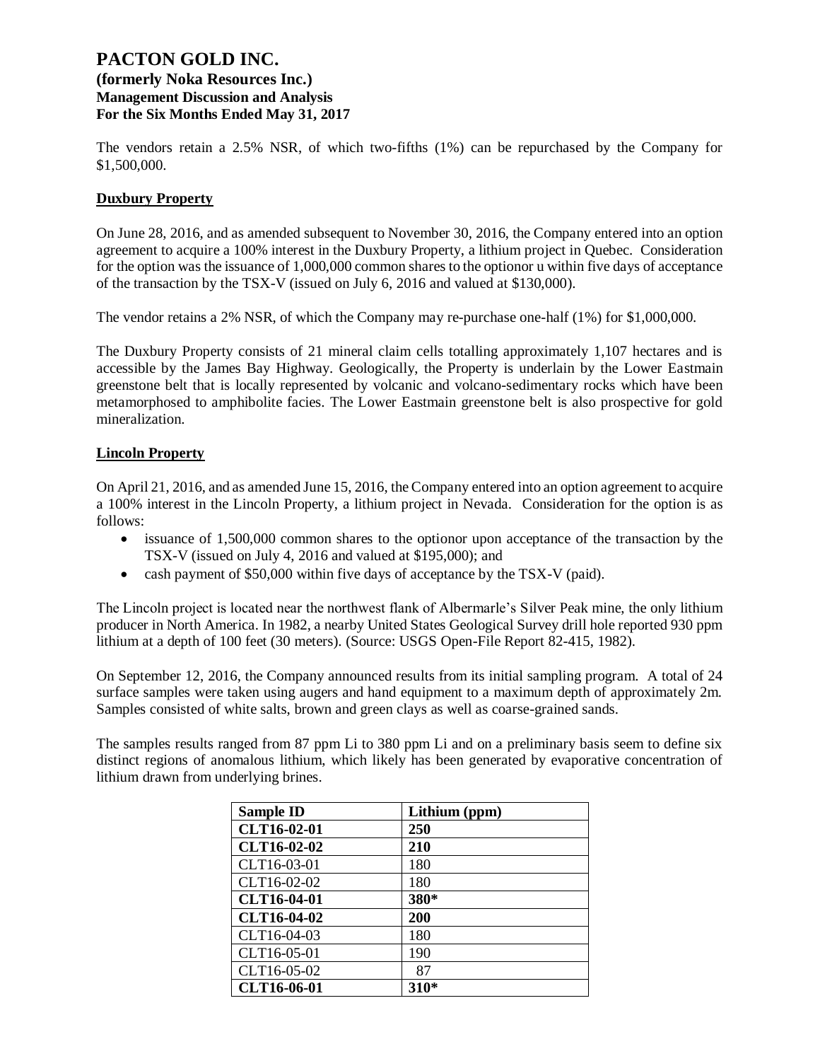The vendors retain a 2.5% NSR, of which two-fifths (1%) can be repurchased by the Company for $1,500,000.

## Duxbury Property

On June 28, 2016, and as amended subsequent to November 30, 2016, the Company entered into an option agreement to acquire a 100% interest in the Duxbury Property, a lithium project in Quebec. Consideration for the option was the issuance of 1,000,000 common shares to the optionor u within five days of acceptance of the transaction by the TSX-V (issued on July 6, 2016 and valued at $130,000).

The vendor retains a 2% NSR, of which the Company may re-purchase one-half (1%) for $1,000,000.

The Duxbury Property consists of 21 mineral claim cells totalling approximately 1,107 hectares and is accessible by the James Bay Highway. Geologically, the Property is underlain by the Lower Eastmain greenstone belt that is locally represented by volcanic and volcano-sedimentary rocks which have been metamorphosed to amphibolite facies. The Lower Eastmain greenstone belt is also prospective for gold mineralization.

## Lincoln Property

On April 21, 2016, and as amended June 15, 2016, the Company entered into an option agreement to acquire a 100% interest in the Lincoln Property, a lithium project in Nevada. Consideration for the option is as follows:

- issuance of 1,500,000 common shares to the optionor upon acceptance of the transaction by the TSX-V (issued on July 4, 2016 and valued at $195,000); and
- cash payment of $50,000 within five days of acceptance by the TSX-V (paid).

The Lincoln project is located near the northwest flank of Albermarle's Silver Peak mine, the only lithium producer in North America. In 1982, a nearby United States Geological Survey drill hole reported 930 ppm lithium at a depth of 100 feet (30 meters). (Source: USGS Open-File Report 82-415, 1982).

On September 12, 2016, the Company announced results from its initial sampling program. A total of 24 surface samples were taken using augers and hand equipment to a maximum depth of approximately 2m. Samples consisted of white salts, brown and green clays as well as coarse-grained sands.

The samples results ranged from 87 ppm Li to 380 ppm Li and on a preliminary basis seem to define six distinct regions of anomalous lithium, which likely has been generated by evaporative concentration of lithium drawn from underlying brines.

| Sample ID | Lithium (ppm) |
|---|---|
| **CLT16-02-01** | **250** |
| **CLT16-02-02** | **210** |
| CLT16-03-01 | 180 |
| CLT16-02-02 | 180 |
| **CLT16-04-01** | **380*** |
| **CLT16-04-02** | **200** |
| CLT16-04-03 | 180 |
| CLT16-05-01 | 190 |
| CLT16-05-02 | 87 |
| **CLT16-06-01** | **310*** |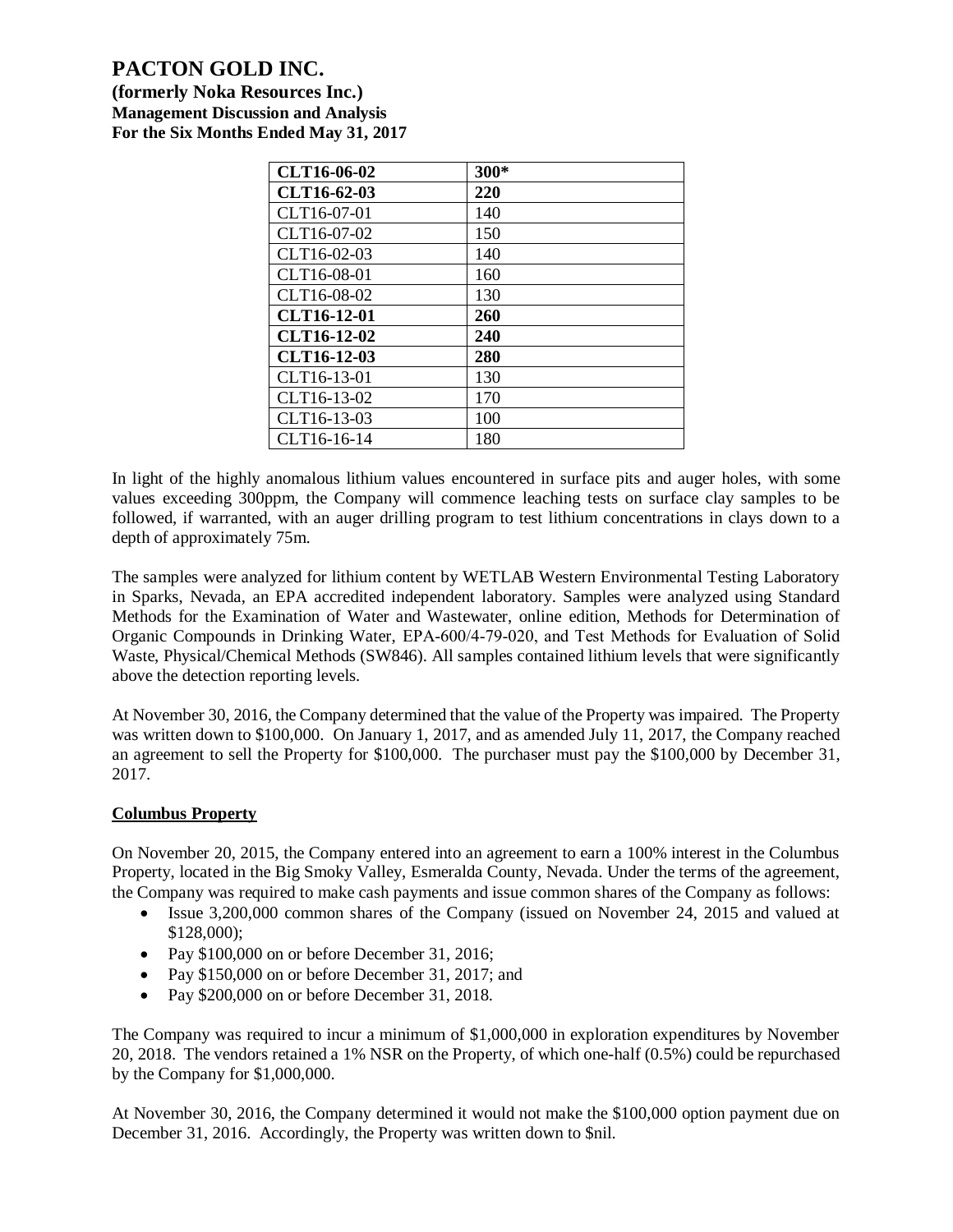| **CLT16-06-02** | **300*** |
|---|---|
| **CLT16-62-03** | **220** |
| CLT16-07-01 | 140 |
| CLT16-07-02 | 150 |
| CLT16-02-03 | 140 |
| CLT16-08-01 | 160 |
| CLT16-08-02 | 130 |
| **CLT16-12-01** | **260** |
| **CLT16-12-02** | **240** |
| **CLT16-12-03** | **280** |
| CLT16-13-01 | 130 |
| CLT16-13-02 | 170 |
| CLT16-13-03 | 100 |
| CLT16-16-14 | 180 |

In light of the highly anomalous lithium values encountered in surface pits and auger holes, with some values exceeding 300ppm, the Company will commence leaching tests on surface clay samples to be followed, if warranted, with an auger drilling program to test lithium concentrations in clays down to a depth of approximately 75m.

The samples were analyzed for lithium content by WETLAB Western Environmental Testing Laboratory in Sparks, Nevada, an EPA accredited independent laboratory. Samples were analyzed using Standard Methods for the Examination of Water and Wastewater, online edition, Methods for Determination of Organic Compounds in Drinking Water, EPA-600/4-79-020, and Test Methods for Evaluation of Solid Waste, Physical/Chemical Methods (SW846). All samples contained lithium levels that were significantly above the detection reporting levels.

At November 30, 2016, the Company determined that the value of the Property was impaired. The Property was written down to $100,000. On January 1, 2017, and as amended July 11, 2017, the Company reached an agreement to sell the Property for $100,000. The purchaser must pay the $100,000 by December 31, 2017.

## Columbus Property

On November 20, 2015, the Company entered into an agreement to earn a 100% interest in the Columbus Property, located in the Big Smoky Valley, Esmeralda County, Nevada. Under the terms of the agreement, the Company was required to make cash payments and issue common shares of the Company as follows:

- Issue 3,200,000 common shares of the Company (issued on November 24, 2015 and valued at $128,000);
- Pay $100,000 on or before December 31, 2016;
- Pay $150,000 on or before December 31, 2017; and
- Pay $200,000 on or before December 31, 2018.

The Company was required to incur a minimum of $1,000,000 in exploration expenditures by November 20, 2018. The vendors retained a 1% NSR on the Property, of which one-half (0.5%) could be repurchased by the Company for $1,000,000.

At November 30, 2016, the Company determined it would not make the $100,000 option payment due on December 31, 2016. Accordingly, the Property was written down to $nil.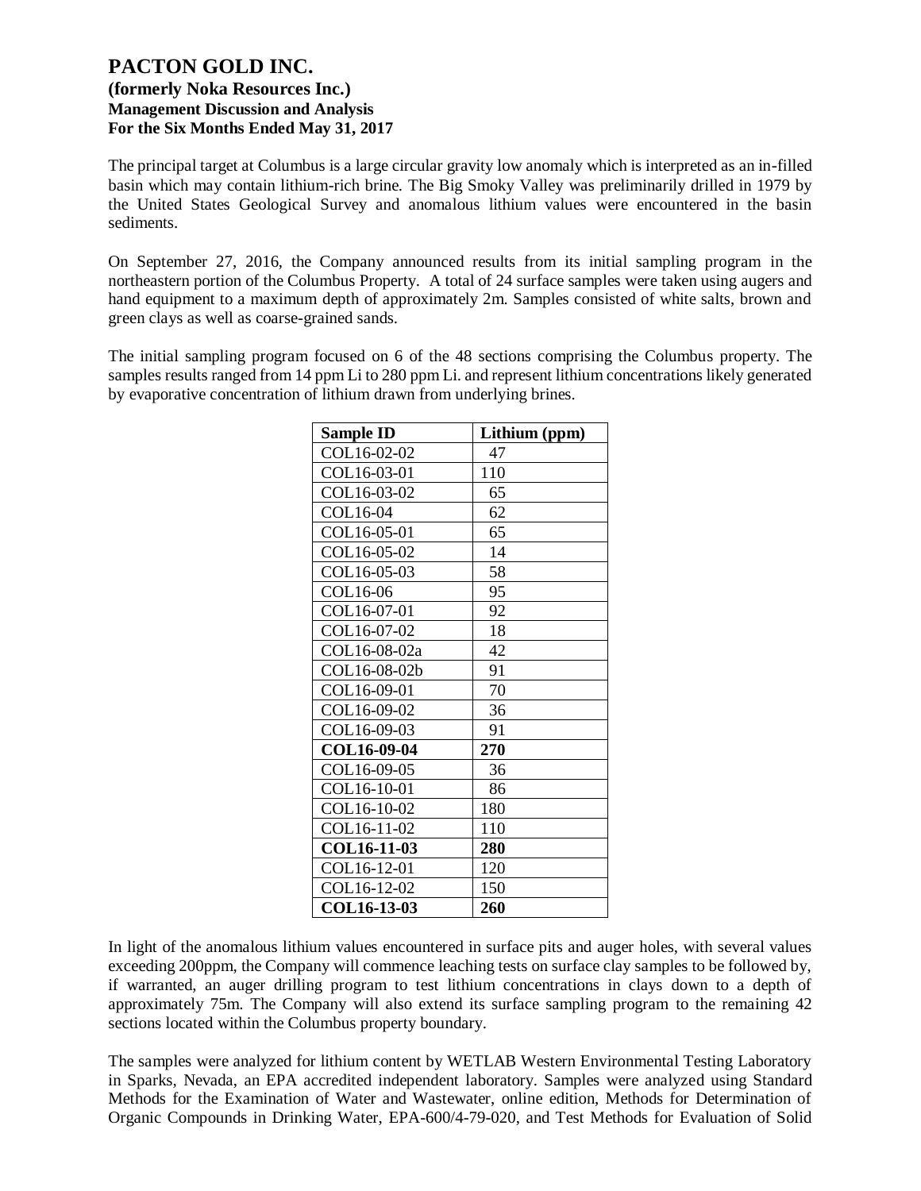The principal target at Columbus is a large circular gravity low anomaly which is interpreted as an in-filled basin which may contain lithium-rich brine. The Big Smoky Valley was preliminarily drilled in 1979 by the United States Geological Survey and anomalous lithium values were encountered in the basin sediments.

On September 27, 2016, the Company announced results from its initial sampling program in the northeastern portion of the Columbus Property. A total of 24 surface samples were taken using augers and hand equipment to a maximum depth of approximately 2m. Samples consisted of white salts, brown and green clays as well as coarse-grained sands.

The initial sampling program focused on 6 of the 48 sections comprising the Columbus property. The samples results ranged from 14 ppm Li to 280 ppm Li. and represent lithium concentrations likely generated by evaporative concentration of lithium drawn from underlying brines.

| Sample ID | Lithium (ppm) |
|---|---|
| COL16-02-02 | 47 |
| COL16-03-01 | 110 |
| COL16-03-02 | 65 |
| COL16-04 | 62 |
| COL16-05-01 | 65 |
| COL16-05-02 | 14 |
| COL16-05-03 | 58 |
| COL16-06 | 95 |
| COL16-07-01 | 92 |
| COL16-07-02 | 18 |
| COL16-08-02a | 42 |
| COL16-08-02b | 91 |
| COL16-09-01 | 70 |
| COL16-09-02 | 36 |
| COL16-09-03 | 91 |
| **COL16-09-04** | **270** |
| COL16-09-05 | 36 |
| COL16-10-01 | 86 |
| COL16-10-02 | 180 |
| COL16-11-02 | 110 |
| **COL16-11-03** | **280** |
| COL16-12-01 | 120 |
| COL16-12-02 | 150 |
| **COL16-13-03** | **260** |

In light of the anomalous lithium values encountered in surface pits and auger holes, with several values exceeding 200ppm, the Company will commence leaching tests on surface clay samples to be followed by, if warranted, an auger drilling program to test lithium concentrations in clays down to a depth of approximately 75m. The Company will also extend its surface sampling program to the remaining 42 sections located within the Columbus property boundary.

The samples were analyzed for lithium content by WETLAB Western Environmental Testing Laboratory in Sparks, Nevada, an EPA accredited independent laboratory. Samples were analyzed using Standard Methods for the Examination of Water and Wastewater, online edition, Methods for Determination of Organic Compounds in Drinking Water, EPA-600/4-79-020, and Test Methods for Evaluation of Solid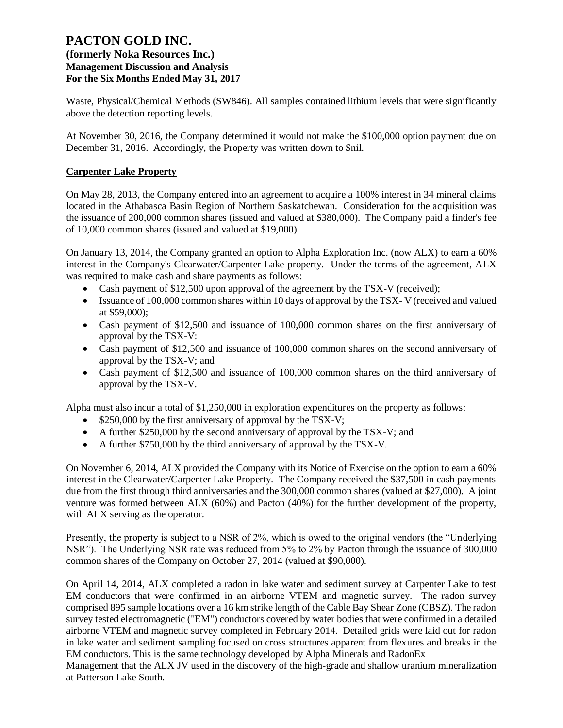Waste, Physical/Chemical Methods (SW846). All samples contained lithium levels that were significantly above the detection reporting levels.

At November 30, 2016, the Company determined it would not make the $100,000 option payment due on December 31, 2016. Accordingly, the Property was written down to $nil.

**Carpenter Lake Property**

On May 28, 2013, the Company entered into an agreement to acquire a 100% interest in 34 mineral claims located in the Athabasca Basin Region of Northern Saskatchewan. Consideration for the acquisition was the issuance of 200,000 common shares (issued and valued at $380,000). The Company paid a finder's fee of 10,000 common shares (issued and valued at $19,000).

On January 13, 2014, the Company granted an option to Alpha Exploration Inc. (now ALX) to earn a 60% interest in the Company's Clearwater/Carpenter Lake property. Under the terms of the agreement, ALX was required to make cash and share payments as follows:

- Cash payment of $12,500 upon approval of the agreement by the TSX-V (received);
- Issuance of 100,000 common shares within 10 days of approval by the TSX- V (received and valued at $59,000);
- Cash payment of $12,500 and issuance of 100,000 common shares on the first anniversary of approval by the TSX-V:
- Cash payment of $12,500 and issuance of 100,000 common shares on the second anniversary of approval by the TSX-V; and
- Cash payment of $12,500 and issuance of 100,000 common shares on the third anniversary of approval by the TSX-V.

Alpha must also incur a total of $1,250,000 in exploration expenditures on the property as follows:

- $250,000 by the first anniversary of approval by the TSX-V;
- A further $250,000 by the second anniversary of approval by the TSX-V; and
- A further $750,000 by the third anniversary of approval by the TSX-V.

On November 6, 2014, ALX provided the Company with its Notice of Exercise on the option to earn a 60% interest in the Clearwater/Carpenter Lake Property. The Company received the $37,500 in cash payments due from the first through third anniversaries and the 300,000 common shares (valued at $27,000). A joint venture was formed between ALX (60%) and Pacton (40%) for the further development of the property, with ALX serving as the operator.

Presently, the property is subject to a NSR of 2%, which is owed to the original vendors (the "Underlying NSR"). The Underlying NSR rate was reduced from 5% to 2% by Pacton through the issuance of 300,000 common shares of the Company on October 27, 2014 (valued at $90,000).

On April 14, 2014, ALX completed a radon in lake water and sediment survey at Carpenter Lake to test EM conductors that were confirmed in an airborne VTEM and magnetic survey. The radon survey comprised 895 sample locations over a 16 km strike length of the Cable Bay Shear Zone (CBSZ). The radon survey tested electromagnetic ("EM") conductors covered by water bodies that were confirmed in a detailed airborne VTEM and magnetic survey completed in February 2014. Detailed grids were laid out for radon in lake water and sediment sampling focused on cross structures apparent from flexures and breaks in the EM conductors. This is the same technology developed by Alpha Minerals and RadonEx Management that the ALX JV used in the discovery of the high-grade and shallow uranium mineralization at Patterson Lake South.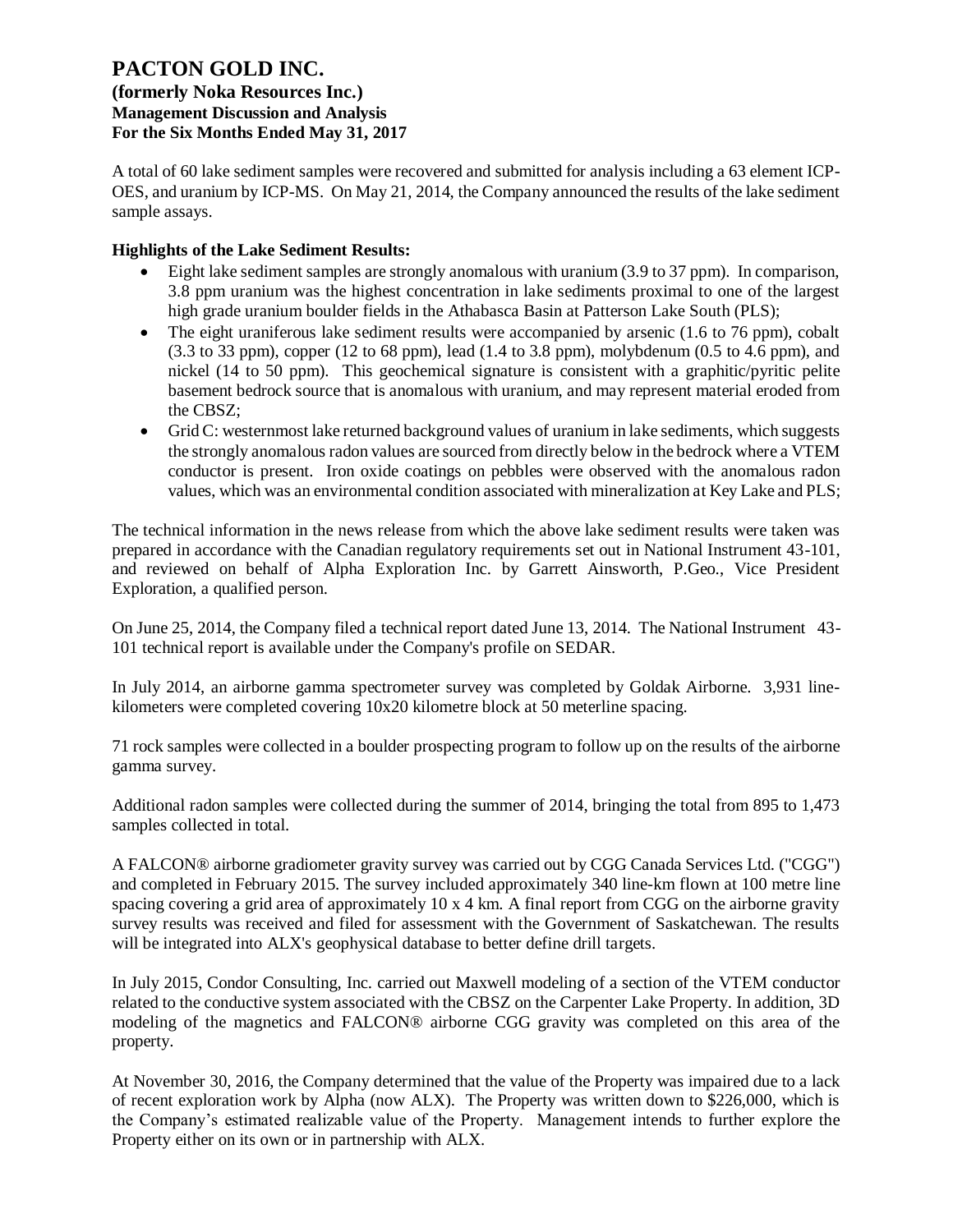A total of 60 lake sediment samples were recovered and submitted for analysis including a 63 element ICP-OES, and uranium by ICP-MS. On May 21, 2014, the Company announced the results of the lake sediment sample assays.

**Highlights of the Lake Sediment Results:**

- Eight lake sediment samples are strongly anomalous with uranium (3.9 to 37 ppm). In comparison, 3.8 ppm uranium was the highest concentration in lake sediments proximal to one of the largest high grade uranium boulder fields in the Athabasca Basin at Patterson Lake South (PLS);
- The eight uraniferous lake sediment results were accompanied by arsenic (1.6 to 76 ppm), cobalt (3.3 to 33 ppm), copper (12 to 68 ppm), lead (1.4 to 3.8 ppm), molybdenum (0.5 to 4.6 ppm), and nickel (14 to 50 ppm). This geochemical signature is consistent with a graphitic/pyritic pelite basement bedrock source that is anomalous with uranium, and may represent material eroded from the CBSZ;
- Grid C: westernmost lake returned background values of uranium in lake sediments, which suggests the strongly anomalous radon values are sourced from directly below in the bedrock where a VTEM conductor is present. Iron oxide coatings on pebbles were observed with the anomalous radon values, which was an environmental condition associated with mineralization at Key Lake and PLS;

The technical information in the news release from which the above lake sediment results were taken was prepared in accordance with the Canadian regulatory requirements set out in National Instrument 43-101, and reviewed on behalf of Alpha Exploration Inc. by Garrett Ainsworth, P.Geo., Vice President Exploration, a qualified person.

On June 25, 2014, the Company filed a technical report dated June 13, 2014. The National Instrument 43-101 technical report is available under the Company's profile on SEDAR.

In July 2014, an airborne gamma spectrometer survey was completed by Goldak Airborne. 3,931 line-kilometers were completed covering 10x20 kilometre block at 50 meterline spacing.

71 rock samples were collected in a boulder prospecting program to follow up on the results of the airborne gamma survey.

Additional radon samples were collected during the summer of 2014, bringing the total from 895 to 1,473 samples collected in total.

A FALCON® airborne gradiometer gravity survey was carried out by CGG Canada Services Ltd. ("CGG") and completed in February 2015. The survey included approximately 340 line-km flown at 100 metre line spacing covering a grid area of approximately 10 x 4 km. A final report from CGG on the airborne gravity survey results was received and filed for assessment with the Government of Saskatchewan. The results will be integrated into ALX's geophysical database to better define drill targets.

In July 2015, Condor Consulting, Inc. carried out Maxwell modeling of a section of the VTEM conductor related to the conductive system associated with the CBSZ on the Carpenter Lake Property. In addition, 3D modeling of the magnetics and FALCON® airborne CGG gravity was completed on this area of the property.

At November 30, 2016, the Company determined that the value of the Property was impaired due to a lack of recent exploration work by Alpha (now ALX). The Property was written down to $226,000, which is the Company's estimated realizable value of the Property. Management intends to further explore the Property either on its own or in partnership with ALX.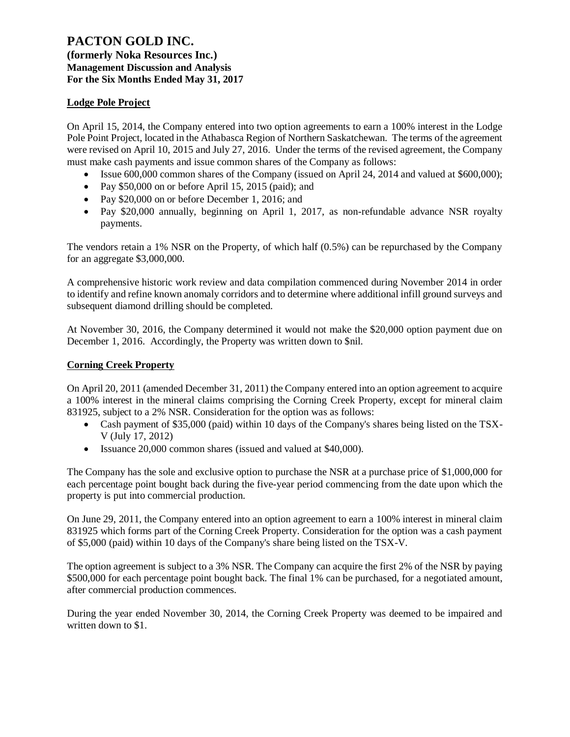## Lodge Pole Project

On April 15, 2014, the Company entered into two option agreements to earn a 100% interest in the Lodge Pole Point Project, located in the Athabasca Region of Northern Saskatchewan. The terms of the agreement were revised on April 10, 2015 and July 27, 2016. Under the terms of the revised agreement, the Company must make cash payments and issue common shares of the Company as follows:

- Issue 600,000 common shares of the Company (issued on April 24, 2014 and valued at $600,000);
- Pay $50,000 on or before April 15, 2015 (paid); and
- Pay $20,000 on or before December 1, 2016; and
- Pay $20,000 annually, beginning on April 1, 2017, as non-refundable advance NSR royalty payments.

The vendors retain a 1% NSR on the Property, of which half (0.5%) can be repurchased by the Company for an aggregate $3,000,000.

A comprehensive historic work review and data compilation commenced during November 2014 in order to identify and refine known anomaly corridors and to determine where additional infill ground surveys and subsequent diamond drilling should be completed.

At November 30, 2016, the Company determined it would not make the $20,000 option payment due on December 1, 2016. Accordingly, the Property was written down to $nil.

## Corning Creek Property

On April 20, 2011 (amended December 31, 2011) the Company entered into an option agreement to acquire a 100% interest in the mineral claims comprising the Corning Creek Property, except for mineral claim 831925, subject to a 2% NSR. Consideration for the option was as follows:

- Cash payment of $35,000 (paid) within 10 days of the Company's shares being listed on the TSX-V (July 17, 2012)
- Issuance 20,000 common shares (issued and valued at $40,000).

The Company has the sole and exclusive option to purchase the NSR at a purchase price of $1,000,000 for each percentage point bought back during the five-year period commencing from the date upon which the property is put into commercial production.

On June 29, 2011, the Company entered into an option agreement to earn a 100% interest in mineral claim 831925 which forms part of the Corning Creek Property. Consideration for the option was a cash payment of $5,000 (paid) within 10 days of the Company's share being listed on the TSX-V.

The option agreement is subject to a 3% NSR. The Company can acquire the first 2% of the NSR by paying $500,000 for each percentage point bought back. The final 1% can be purchased, for a negotiated amount, after commercial production commences.

During the year ended November 30, 2014, the Corning Creek Property was deemed to be impaired and written down to $1.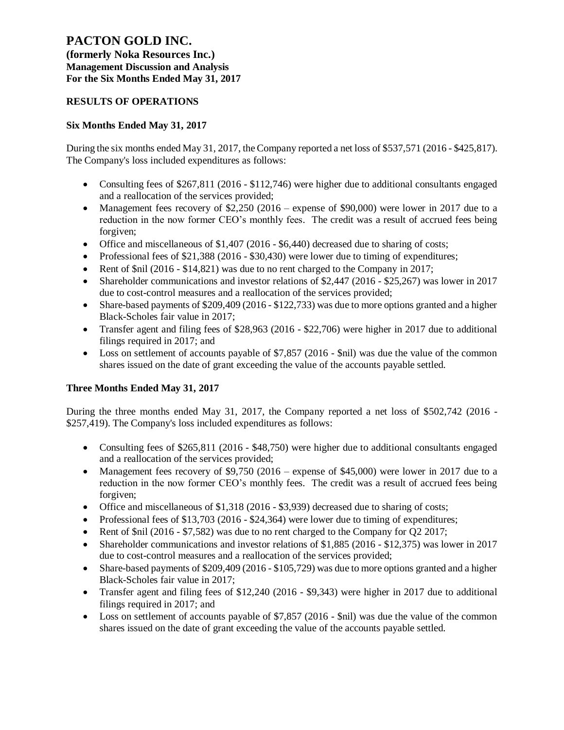# PACTON GOLD INC.

**(formerly Noka Resources Inc.)**
**Management Discussion and Analysis**
**For the Six Months Ended May 31, 2017**

## RESULTS OF OPERATIONS

### Six Months Ended May 31, 2017

During the six months ended May 31, 2017, the Company reported a net loss of $537,571 (2016 - $425,817). The Company's loss included expenditures as follows:

- Consulting fees of $267,811 (2016 - $112,746) were higher due to additional consultants engaged and a reallocation of the services provided;
- Management fees recovery of $2,250 (2016 – expense of $90,000) were lower in 2017 due to a reduction in the now former CEO's monthly fees. The credit was a result of accrued fees being forgiven;
- Office and miscellaneous of $1,407 (2016 - $6,440) decreased due to sharing of costs;
- Professional fees of $21,388 (2016 - $30,430) were lower due to timing of expenditures;
- Rent of $nil (2016 - $14,821) was due to no rent charged to the Company in 2017;
- Shareholder communications and investor relations of $2,447 (2016 - $25,267) was lower in 2017 due to cost-control measures and a reallocation of the services provided;
- Share-based payments of $209,409 (2016 - $122,733) was due to more options granted and a higher Black-Scholes fair value in 2017;
- Transfer agent and filing fees of $28,963 (2016 - $22,706) were higher in 2017 due to additional filings required in 2017; and
- Loss on settlement of accounts payable of $7,857 (2016 - $nil) was due the value of the common shares issued on the date of grant exceeding the value of the accounts payable settled.

### Three Months Ended May 31, 2017

During the three months ended May 31, 2017, the Company reported a net loss of $502,742 (2016 - $257,419). The Company's loss included expenditures as follows:

- Consulting fees of $265,811 (2016 - $48,750) were higher due to additional consultants engaged and a reallocation of the services provided;
- Management fees recovery of $9,750 (2016 – expense of $45,000) were lower in 2017 due to a reduction in the now former CEO's monthly fees. The credit was a result of accrued fees being forgiven;
- Office and miscellaneous of $1,318 (2016 - $3,939) decreased due to sharing of costs;
- Professional fees of $13,703 (2016 - $24,364) were lower due to timing of expenditures;
- Rent of $nil (2016 - $7,582) was due to no rent charged to the Company for Q2 2017;
- Shareholder communications and investor relations of $1,885 (2016 - $12,375) was lower in 2017 due to cost-control measures and a reallocation of the services provided;
- Share-based payments of $209,409 (2016 - $105,729) was due to more options granted and a higher Black-Scholes fair value in 2017;
- Transfer agent and filing fees of $12,240 (2016 - $9,343) were higher in 2017 due to additional filings required in 2017; and
- Loss on settlement of accounts payable of $7,857 (2016 - $nil) was due the value of the common shares issued on the date of grant exceeding the value of the accounts payable settled.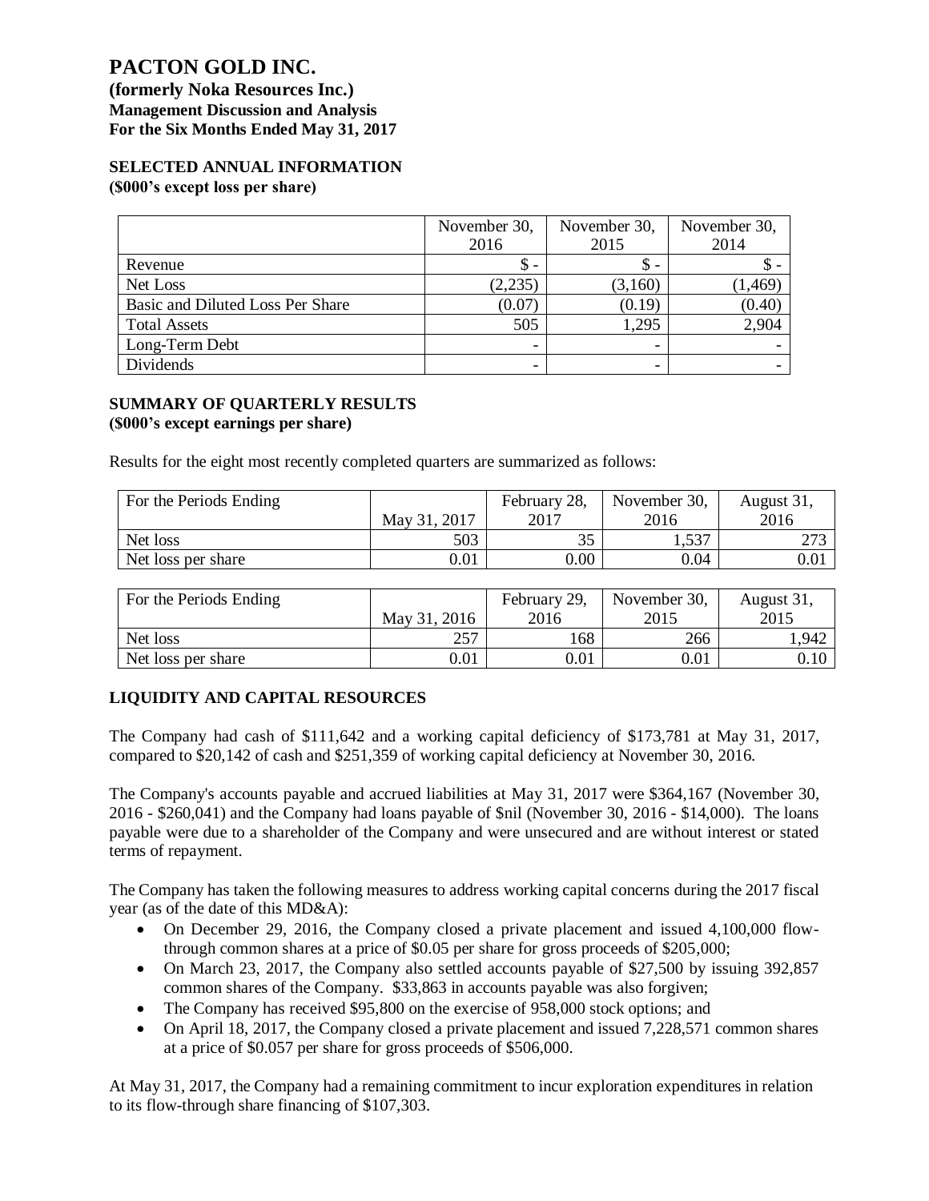# PACTON GOLD INC.

**(formerly Noka Resources Inc.)**
**Management Discussion and Analysis**
**For the Six Months Ended May 31, 2017**

## SELECTED ANNUAL INFORMATION

**($000's except loss per share)**

| | November 30, 2016 | November 30, 2015 | November 30, 2014 |
|---|---|---|---|
| Revenue | $ - | $ - | $ - |
| Net Loss | (2,235) | (3,160) | (1,469) |
| Basic and Diluted Loss Per Share | (0.07) | (0.19) | (0.40) |
| Total Assets | 505 | 1,295 | 2,904 |
| Long-Term Debt | - | - | - |
| Dividends | - | - | - |

## SUMMARY OF QUARTERLY RESULTS

**($000's except earnings per share)**

Results for the eight most recently completed quarters are summarized as follows:

| For the Periods Ending | May 31, 2017 | February 28, 2017 | November 30, 2016 | August 31, 2016 |
|---|---|---|---|---|
| Net loss | 503 | 35 | 1,537 | 273 |
| Net loss per share | 0.01 | 0.00 | 0.04 | 0.01 |

| For the Periods Ending | May 31, 2016 | February 29, 2016 | November 30, 2015 | August 31, 2015 |
|---|---|---|---|---|
| Net loss | 257 | 168 | 266 | 1,942 |
| Net loss per share | 0.01 | 0.01 | 0.01 | 0.10 |

## LIQUIDITY AND CAPITAL RESOURCES

The Company had cash of $111,642 and a working capital deficiency of $173,781 at May 31, 2017, compared to $20,142 of cash and $251,359 of working capital deficiency at November 30, 2016.

The Company's accounts payable and accrued liabilities at May 31, 2017 were $364,167 (November 30, 2016 - $260,041) and the Company had loans payable of $nil (November 30, 2016 - $14,000). The loans payable were due to a shareholder of the Company and were unsecured and are without interest or stated terms of repayment.

The Company has taken the following measures to address working capital concerns during the 2017 fiscal year (as of the date of this MD&A):

- On December 29, 2016, the Company closed a private placement and issued 4,100,000 flow-through common shares at a price of $0.05 per share for gross proceeds of $205,000;
- On March 23, 2017, the Company also settled accounts payable of $27,500 by issuing 392,857 common shares of the Company. $33,863 in accounts payable was also forgiven;
- The Company has received $95,800 on the exercise of 958,000 stock options; and
- On April 18, 2017, the Company closed a private placement and issued 7,228,571 common shares at a price of $0.057 per share for gross proceeds of $506,000.

At May 31, 2017, the Company had a remaining commitment to incur exploration expenditures in relation to its flow-through share financing of $107,303.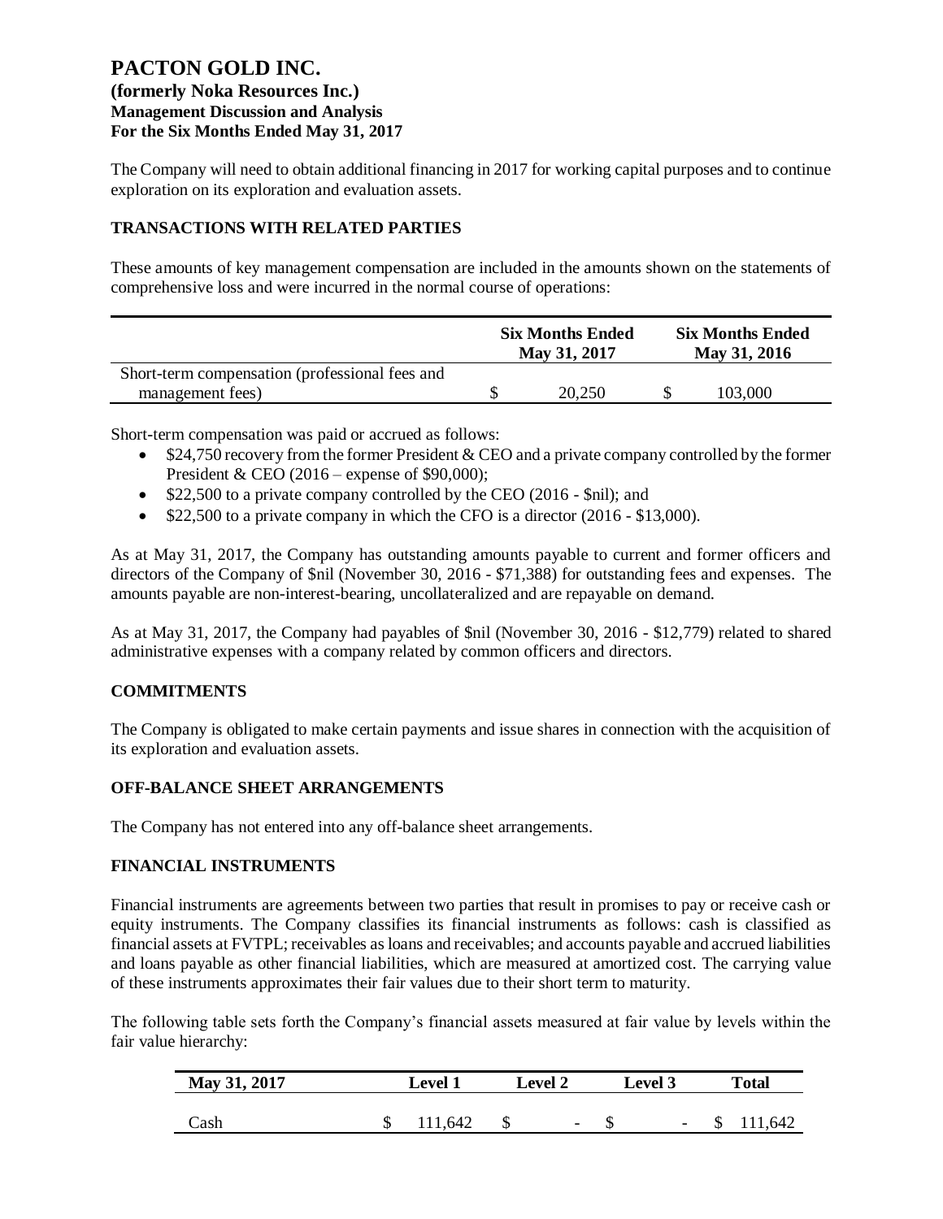The Company will need to obtain additional financing in 2017 for working capital purposes and to continue exploration on its exploration and evaluation assets.

## TRANSACTIONS WITH RELATED PARTIES

These amounts of key management compensation are included in the amounts shown on the statements of comprehensive loss and were incurred in the normal course of operations:

| | Six Months Ended May 31, 2017 | Six Months Ended May 31, 2016 |
|---|---|---|
| Short-term compensation (professional fees and management fees) | $ 20,250 | $ 103,000 |

Short-term compensation was paid or accrued as follows:

- $24,750 recovery from the former President & CEO and a private company controlled by the former President & CEO (2016 – expense of $90,000);
- $22,500 to a private company controlled by the CEO (2016 - $nil); and
- $22,500 to a private company in which the CFO is a director (2016 - $13,000).

As at May 31, 2017, the Company has outstanding amounts payable to current and former officers and directors of the Company of $nil (November 30, 2016 - $71,388) for outstanding fees and expenses. The amounts payable are non-interest-bearing, uncollateralized and are repayable on demand.

As at May 31, 2017, the Company had payables of $nil (November 30, 2016 - $12,779) related to shared administrative expenses with a company related by common officers and directors.

## COMMITMENTS

The Company is obligated to make certain payments and issue shares in connection with the acquisition of its exploration and evaluation assets.

## OFF-BALANCE SHEET ARRANGEMENTS

The Company has not entered into any off-balance sheet arrangements.

## FINANCIAL INSTRUMENTS

Financial instruments are agreements between two parties that result in promises to pay or receive cash or equity instruments. The Company classifies its financial instruments as follows: cash is classified as financial assets at FVTPL; receivables as loans and receivables; and accounts payable and accrued liabilities and loans payable as other financial liabilities, which are measured at amortized cost. The carrying value of these instruments approximates their fair values due to their short term to maturity.

The following table sets forth the Company's financial assets measured at fair value by levels within the fair value hierarchy:

| May 31, 2017 | Level 1 | Level 2 | Level 3 | Total |
|---|---|---|---|---|
| Cash | $ 111,642 | $ - | $ - | $ 111,642 |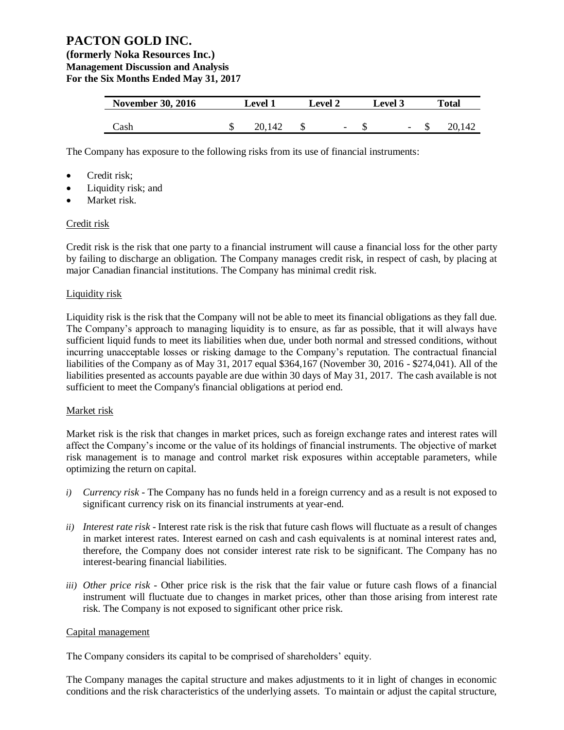| November 30, 2016 | Level 1 | Level 2 | Level 3 | Total |
|---|---|---|---|---|
| Cash | $ 20,142 | $ - | $ - | $ 20,142 |

The Company has exposure to the following risks from its use of financial instruments:

- Credit risk;
- Liquidity risk; and
- Market risk.

Credit risk

Credit risk is the risk that one party to a financial instrument will cause a financial loss for the other party by failing to discharge an obligation. The Company manages credit risk, in respect of cash, by placing at major Canadian financial institutions. The Company has minimal credit risk.

Liquidity risk

Liquidity risk is the risk that the Company will not be able to meet its financial obligations as they fall due. The Company's approach to managing liquidity is to ensure, as far as possible, that it will always have sufficient liquid funds to meet its liabilities when due, under both normal and stressed conditions, without incurring unacceptable losses or risking damage to the Company's reputation. The contractual financial liabilities of the Company as of May 31, 2017 equal $364,167 (November 30, 2016 - $274,041). All of the liabilities presented as accounts payable are due within 30 days of May 31, 2017. The cash available is not sufficient to meet the Company's financial obligations at period end.

Market risk

Market risk is the risk that changes in market prices, such as foreign exchange rates and interest rates will affect the Company's income or the value of its holdings of financial instruments. The objective of market risk management is to manage and control market risk exposures within acceptable parameters, while optimizing the return on capital.

*i) Currency risk* - The Company has no funds held in a foreign currency and as a result is not exposed to significant currency risk on its financial instruments at year-end.

*ii) Interest rate risk* - Interest rate risk is the risk that future cash flows will fluctuate as a result of changes in market interest rates. Interest earned on cash and cash equivalents is at nominal interest rates and, therefore, the Company does not consider interest rate risk to be significant. The Company has no interest-bearing financial liabilities.

*iii) Other price risk* - Other price risk is the risk that the fair value or future cash flows of a financial instrument will fluctuate due to changes in market prices, other than those arising from interest rate risk. The Company is not exposed to significant other price risk.

Capital management

The Company considers its capital to be comprised of shareholders' equity.

The Company manages the capital structure and makes adjustments to it in light of changes in economic conditions and the risk characteristics of the underlying assets. To maintain or adjust the capital structure,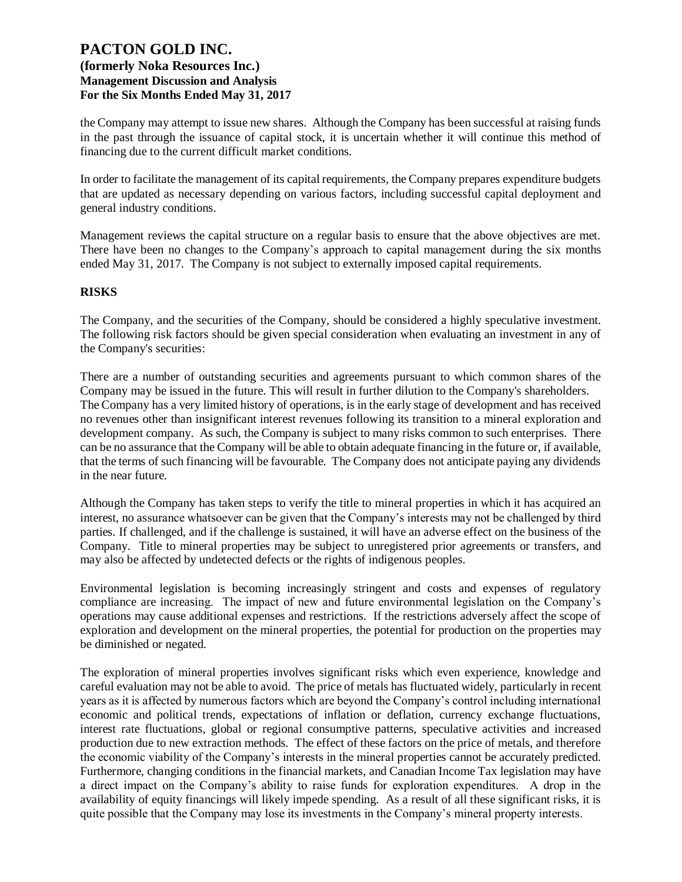the Company may attempt to issue new shares. Although the Company has been successful at raising funds in the past through the issuance of capital stock, it is uncertain whether it will continue this method of financing due to the current difficult market conditions.

In order to facilitate the management of its capital requirements, the Company prepares expenditure budgets that are updated as necessary depending on various factors, including successful capital deployment and general industry conditions.

Management reviews the capital structure on a regular basis to ensure that the above objectives are met. There have been no changes to the Company's approach to capital management during the six months ended May 31, 2017. The Company is not subject to externally imposed capital requirements.

## RISKS

The Company, and the securities of the Company, should be considered a highly speculative investment. The following risk factors should be given special consideration when evaluating an investment in any of the Company's securities:

There are a number of outstanding securities and agreements pursuant to which common shares of the Company may be issued in the future. This will result in further dilution to the Company's shareholders. The Company has a very limited history of operations, is in the early stage of development and has received no revenues other than insignificant interest revenues following its transition to a mineral exploration and development company. As such, the Company is subject to many risks common to such enterprises. There can be no assurance that the Company will be able to obtain adequate financing in the future or, if available, that the terms of such financing will be favourable. The Company does not anticipate paying any dividends in the near future.

Although the Company has taken steps to verify the title to mineral properties in which it has acquired an interest, no assurance whatsoever can be given that the Company's interests may not be challenged by third parties. If challenged, and if the challenge is sustained, it will have an adverse effect on the business of the Company. Title to mineral properties may be subject to unregistered prior agreements or transfers, and may also be affected by undetected defects or the rights of indigenous peoples.

Environmental legislation is becoming increasingly stringent and costs and expenses of regulatory compliance are increasing. The impact of new and future environmental legislation on the Company's operations may cause additional expenses and restrictions. If the restrictions adversely affect the scope of exploration and development on the mineral properties, the potential for production on the properties may be diminished or negated.

The exploration of mineral properties involves significant risks which even experience, knowledge and careful evaluation may not be able to avoid. The price of metals has fluctuated widely, particularly in recent years as it is affected by numerous factors which are beyond the Company's control including international economic and political trends, expectations of inflation or deflation, currency exchange fluctuations, interest rate fluctuations, global or regional consumptive patterns, speculative activities and increased production due to new extraction methods. The effect of these factors on the price of metals, and therefore the economic viability of the Company's interests in the mineral properties cannot be accurately predicted. Furthermore, changing conditions in the financial markets, and Canadian Income Tax legislation may have a direct impact on the Company's ability to raise funds for exploration expenditures. A drop in the availability of equity financings will likely impede spending. As a result of all these significant risks, it is quite possible that the Company may lose its investments in the Company's mineral property interests.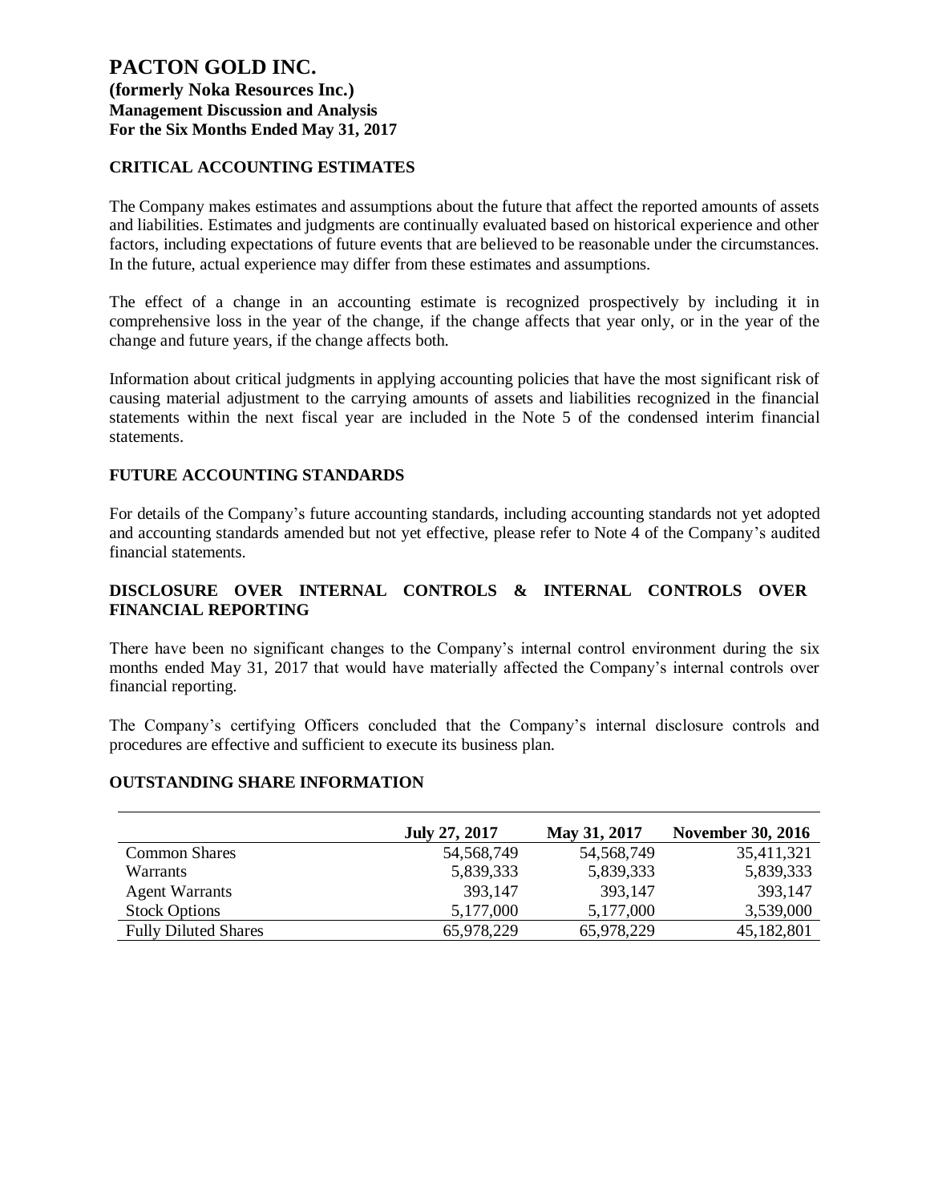# PACTON GOLD INC.

**(formerly Noka Resources Inc.)**
**Management Discussion and Analysis**
**For the Six Months Ended May 31, 2017**

## CRITICAL ACCOUNTING ESTIMATES

The Company makes estimates and assumptions about the future that affect the reported amounts of assets and liabilities. Estimates and judgments are continually evaluated based on historical experience and other factors, including expectations of future events that are believed to be reasonable under the circumstances. In the future, actual experience may differ from these estimates and assumptions.

The effect of a change in an accounting estimate is recognized prospectively by including it in comprehensive loss in the year of the change, if the change affects that year only, or in the year of the change and future years, if the change affects both.

Information about critical judgments in applying accounting policies that have the most significant risk of causing material adjustment to the carrying amounts of assets and liabilities recognized in the financial statements within the next fiscal year are included in the Note 5 of the condensed interim financial statements.

## FUTURE ACCOUNTING STANDARDS

For details of the Company's future accounting standards, including accounting standards not yet adopted and accounting standards amended but not yet effective, please refer to Note 4 of the Company's audited financial statements.

## DISCLOSURE OVER INTERNAL CONTROLS & INTERNAL CONTROLS OVER FINANCIAL REPORTING

There have been no significant changes to the Company's internal control environment during the six months ended May 31, 2017 that would have materially affected the Company's internal controls over financial reporting.

The Company's certifying Officers concluded that the Company's internal disclosure controls and procedures are effective and sufficient to execute its business plan.

## OUTSTANDING SHARE INFORMATION

| | July 27, 2017 | May 31, 2017 | November 30, 2016 |
|---|---|---|---|
| Common Shares | 54,568,749 | 54,568,749 | 35,411,321 |
| Warrants | 5,839,333 | 5,839,333 | 5,839,333 |
| Agent Warrants | 393,147 | 393,147 | 393,147 |
| Stock Options | 5,177,000 | 5,177,000 | 3,539,000 |
| Fully Diluted Shares | 65,978,229 | 65,978,229 | 45,182,801 |